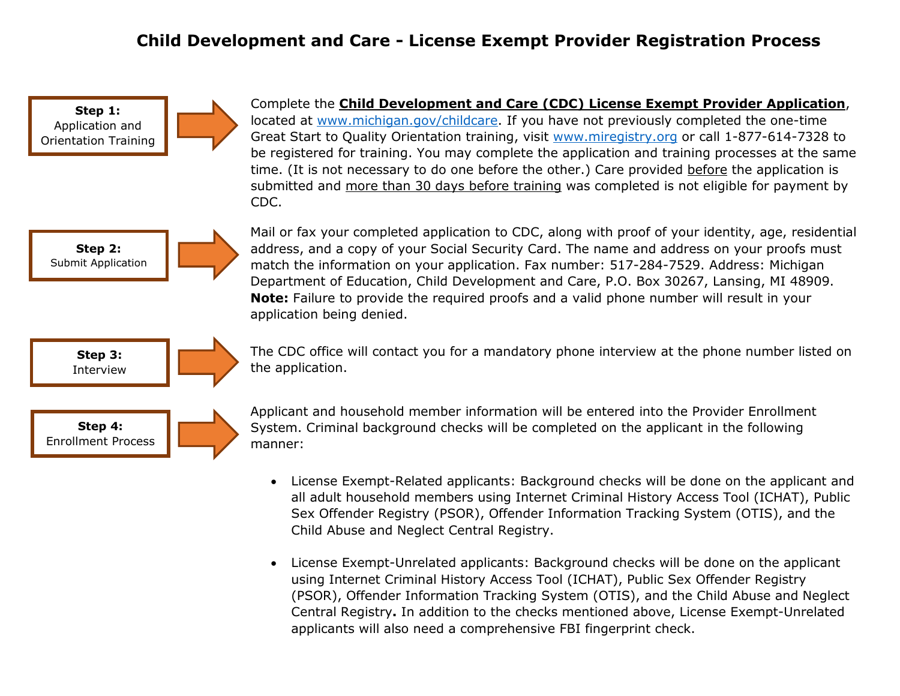# Child Development and Care - License Exempt Provider Registration Process

**Step 1:** Application and Orientation Training

Complete the **Child Development and Care (CDC) License Exempt Provider Application**, located at www.michigan.gov/childcare. If you have not previously completed the one-time Great Start to Quality Orientation training, visit www.miregistry.org or call 1-877-614-7328 to be registered for training. You may complete the application and training processes at the same time. (It is not necessary to do one before the other.) Care provided before the application is submitted and more than 30 days before training was completed is not eligible for payment by CDC.

**Step 2:** Submit Application

Mail or fax your completed application to CDC, along with proof of your identity, age, residential address, and a copy of your Social Security Card. The name and address on your proofs must match the information on your application. Fax number: 517-284-7529. Address: Michigan Department of Education, Child Development and Care, P.O. Box 30267, Lansing, MI 48909. **Note:** Failure to provide the required proofs and a valid phone number will result in your application being denied.

**Step 3:** Interview

The CDC office will contact you for a mandatory phone interview at the phone number listed on the application.

**Step 4:** Enrollment Process

Applicant and household member information will be entered into the Provider Enrollment System. Criminal background checks will be completed on the applicant in the following manner:

- License Exempt-Related applicants: Background checks will be done on the applicant and all adult household members using Internet Criminal History Access Tool (ICHAT), Public Sex Offender Registry (PSOR), Offender Information Tracking System (OTIS), and the Child Abuse and Neglect Central Registry.
- License Exempt-Unrelated applicants: Background checks will be done on the applicant using Internet Criminal History Access Tool (ICHAT), Public Sex Offender Registry (PSOR), Offender Information Tracking System (OTIS), and the Child Abuse and Neglect Central Registry**.** In addition to the checks mentioned above, License Exempt-Unrelated applicants will also need a comprehensive FBI fingerprint check.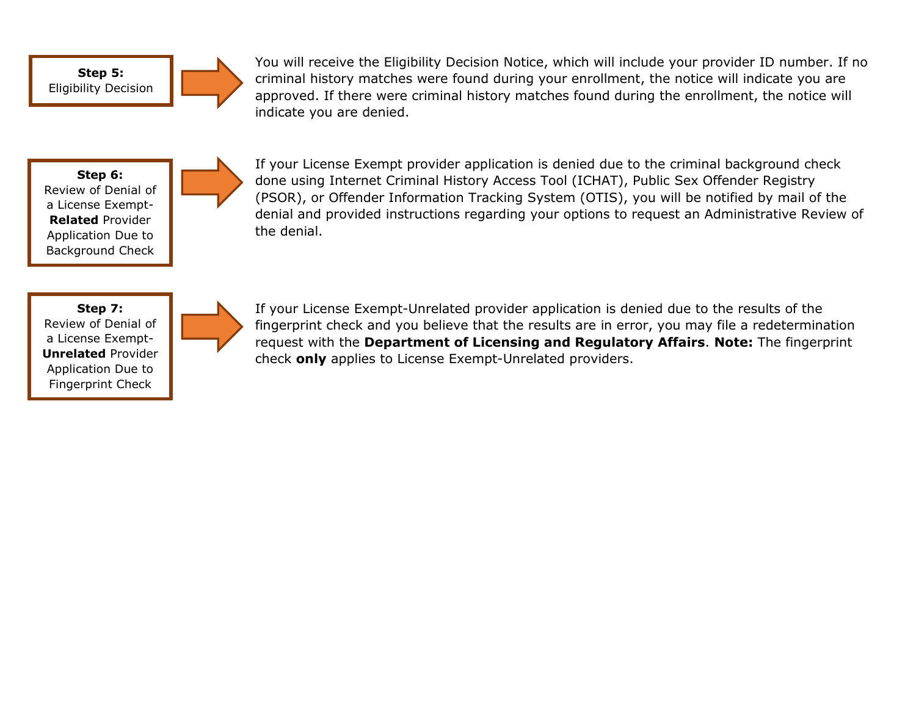**Step 5:**
Eligibility Decision

You will receive the Eligibility Decision Notice, which will include your provider ID number. If no criminal history matches were found during your enrollment, the notice will indicate you are approved. If there were criminal history matches found during the enrollment, the notice will indicate you are denied.

**Step 6:**
Review of Denial of a License Exempt-**Related** Provider Application Due to Background Check

If your License Exempt provider application is denied due to the criminal background check done using Internet Criminal History Access Tool (ICHAT), Public Sex Offender Registry (PSOR), or Offender Information Tracking System (OTIS), you will be notified by mail of the denial and provided instructions regarding your options to request an Administrative Review of the denial.

**Step 7:**
Review of Denial of a License Exempt-**Unrelated** Provider Application Due to Fingerprint Check

If your License Exempt-Unrelated provider application is denied due to the results of the fingerprint check and you believe that the results are in error, you may file a redetermination request with the **Department of Licensing and Regulatory Affairs**. **Note:** The fingerprint check **only** applies to License Exempt-Unrelated providers.